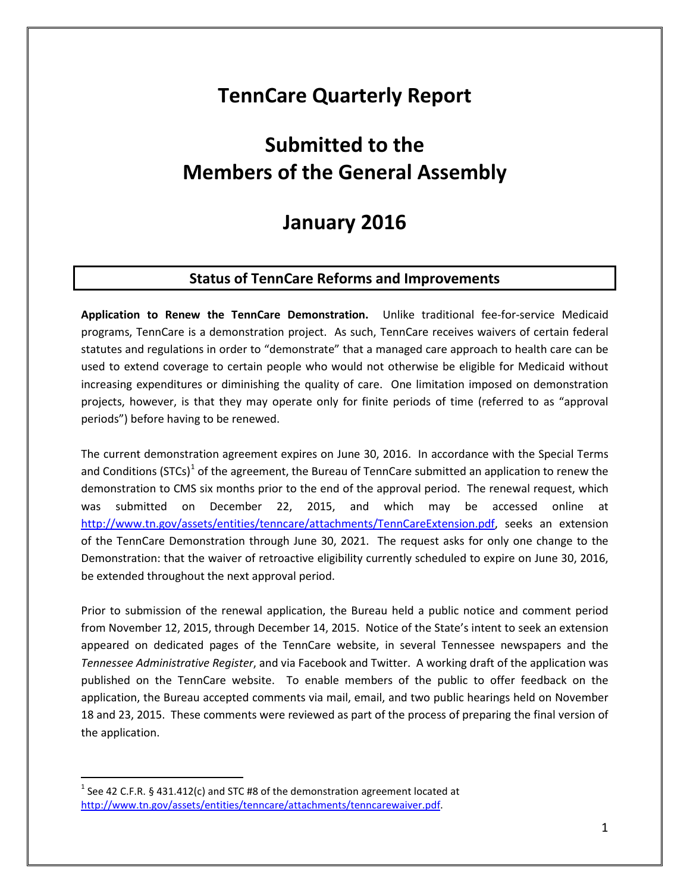# TennCare Quarterly Report

## Submitted to the Members of the General Assembly

## January 2016

### Status of TennCare Reforms and Improvements

**Application to Renew the TennCare Demonstration.** Unlike traditional fee-for-service Medicaid programs, TennCare is a demonstration project. As such, TennCare receives waivers of certain federal statutes and regulations in order to "demonstrate" that a managed care approach to health care can be used to extend coverage to certain people who would not otherwise be eligible for Medicaid without increasing expenditures or diminishing the quality of care. One limitation imposed on demonstration projects, however, is that they may operate only for finite periods of time (referred to as "approval periods") before having to be renewed.

The current demonstration agreement expires on June 30, 2016. In accordance with the Special Terms and Conditions (STCs)[1] of the agreement, the Bureau of TennCare submitted an application to renew the demonstration to CMS six months prior to the end of the approval period. The renewal request, which was submitted on December 22, 2015, and which may be accessed online at http://www.tn.gov/assets/entities/tenncare/attachments/TennCareExtension.pdf, seeks an extension of the TennCare Demonstration through June 30, 2021. The request asks for only one change to the Demonstration: that the waiver of retroactive eligibility currently scheduled to expire on June 30, 2016, be extended throughout the next approval period.

Prior to submission of the renewal application, the Bureau held a public notice and comment period from November 12, 2015, through December 14, 2015. Notice of the State's intent to seek an extension appeared on dedicated pages of the TennCare website, in several Tennessee newspapers and the *Tennessee Administrative Register*, and via Facebook and Twitter. A working draft of the application was published on the TennCare website. To enable members of the public to offer feedback on the application, the Bureau accepted comments via mail, email, and two public hearings held on November 18 and 23, 2015. These comments were reviewed as part of the process of preparing the final version of the application.

---

[1] See 42 C.F.R. § 431.412(c) and STC #8 of the demonstration agreement located at http://www.tn.gov/assets/entities/tenncare/attachments/tenncarewaiver.pdf.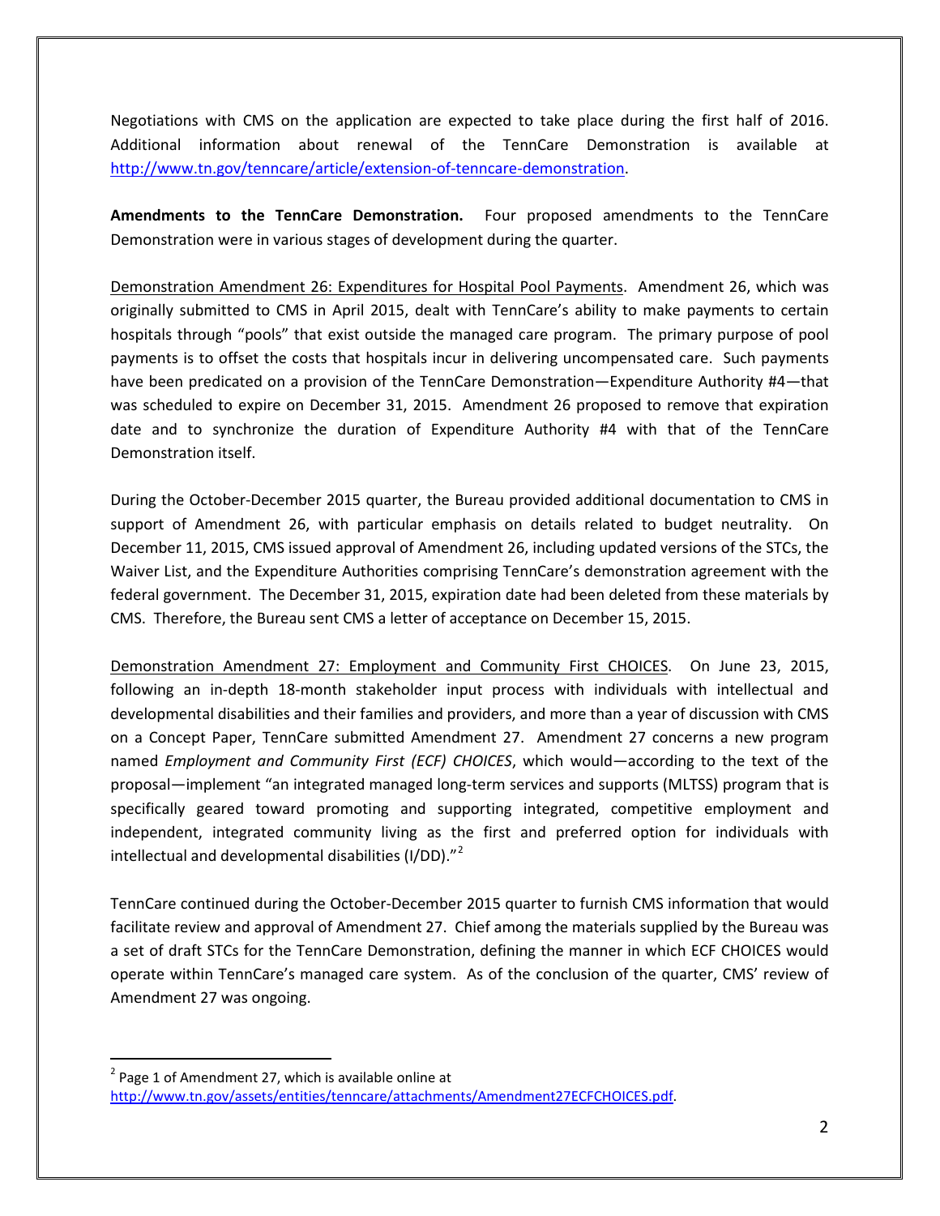Negotiations with CMS on the application are expected to take place during the first half of 2016. Additional information about renewal of the TennCare Demonstration is available at http://www.tn.gov/tenncare/article/extension-of-tenncare-demonstration.

**Amendments to the TennCare Demonstration.** Four proposed amendments to the TennCare Demonstration were in various stages of development during the quarter.

Demonstration Amendment 26: Expenditures for Hospital Pool Payments. Amendment 26, which was originally submitted to CMS in April 2015, dealt with TennCare's ability to make payments to certain hospitals through "pools" that exist outside the managed care program. The primary purpose of pool payments is to offset the costs that hospitals incur in delivering uncompensated care. Such payments have been predicated on a provision of the TennCare Demonstration—Expenditure Authority #4—that was scheduled to expire on December 31, 2015. Amendment 26 proposed to remove that expiration date and to synchronize the duration of Expenditure Authority #4 with that of the TennCare Demonstration itself.

During the October-December 2015 quarter, the Bureau provided additional documentation to CMS in support of Amendment 26, with particular emphasis on details related to budget neutrality. On December 11, 2015, CMS issued approval of Amendment 26, including updated versions of the STCs, the Waiver List, and the Expenditure Authorities comprising TennCare's demonstration agreement with the federal government. The December 31, 2015, expiration date had been deleted from these materials by CMS. Therefore, the Bureau sent CMS a letter of acceptance on December 15, 2015.

Demonstration Amendment 27: Employment and Community First CHOICES. On June 23, 2015, following an in-depth 18-month stakeholder input process with individuals with intellectual and developmental disabilities and their families and providers, and more than a year of discussion with CMS on a Concept Paper, TennCare submitted Amendment 27. Amendment 27 concerns a new program named *Employment and Community First (ECF) CHOICES*, which would—according to the text of the proposal—implement "an integrated managed long-term services and supports (MLTSS) program that is specifically geared toward promoting and supporting integrated, competitive employment and independent, integrated community living as the first and preferred option for individuals with intellectual and developmental disabilities (I/DD)."[2]

TennCare continued during the October-December 2015 quarter to furnish CMS information that would facilitate review and approval of Amendment 27. Chief among the materials supplied by the Bureau was a set of draft STCs for the TennCare Demonstration, defining the manner in which ECF CHOICES would operate within TennCare's managed care system. As of the conclusion of the quarter, CMS' review of Amendment 27 was ongoing.

[2] Page 1 of Amendment 27, which is available online at http://www.tn.gov/assets/entities/tenncare/attachments/Amendment27ECFCHOICES.pdf.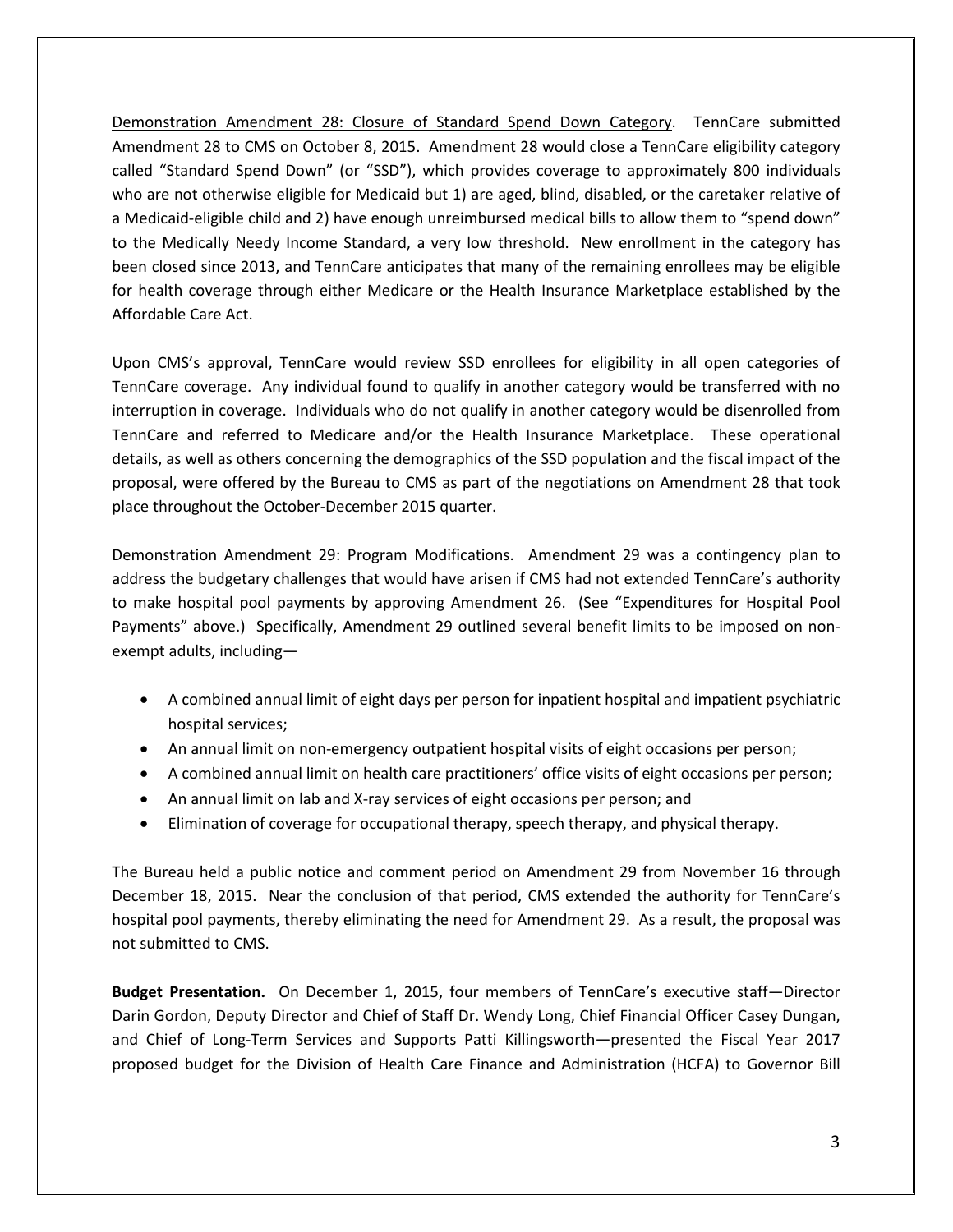Demonstration Amendment 28: Closure of Standard Spend Down Category. TennCare submitted Amendment 28 to CMS on October 8, 2015. Amendment 28 would close a TennCare eligibility category called "Standard Spend Down" (or "SSD"), which provides coverage to approximately 800 individuals who are not otherwise eligible for Medicaid but 1) are aged, blind, disabled, or the caretaker relative of a Medicaid-eligible child and 2) have enough unreimbursed medical bills to allow them to "spend down" to the Medically Needy Income Standard, a very low threshold. New enrollment in the category has been closed since 2013, and TennCare anticipates that many of the remaining enrollees may be eligible for health coverage through either Medicare or the Health Insurance Marketplace established by the Affordable Care Act.

Upon CMS's approval, TennCare would review SSD enrollees for eligibility in all open categories of TennCare coverage. Any individual found to qualify in another category would be transferred with no interruption in coverage. Individuals who do not qualify in another category would be disenrolled from TennCare and referred to Medicare and/or the Health Insurance Marketplace. These operational details, as well as others concerning the demographics of the SSD population and the fiscal impact of the proposal, were offered by the Bureau to CMS as part of the negotiations on Amendment 28 that took place throughout the October-December 2015 quarter.

Demonstration Amendment 29: Program Modifications. Amendment 29 was a contingency plan to address the budgetary challenges that would have arisen if CMS had not extended TennCare's authority to make hospital pool payments by approving Amendment 26. (See "Expenditures for Hospital Pool Payments" above.) Specifically, Amendment 29 outlined several benefit limits to be imposed on non-exempt adults, including—

- A combined annual limit of eight days per person for inpatient hospital and impatient psychiatric hospital services;
- An annual limit on non-emergency outpatient hospital visits of eight occasions per person;
- A combined annual limit on health care practitioners' office visits of eight occasions per person;
- An annual limit on lab and X-ray services of eight occasions per person; and
- Elimination of coverage for occupational therapy, speech therapy, and physical therapy.

The Bureau held a public notice and comment period on Amendment 29 from November 16 through December 18, 2015. Near the conclusion of that period, CMS extended the authority for TennCare's hospital pool payments, thereby eliminating the need for Amendment 29. As a result, the proposal was not submitted to CMS.

**Budget Presentation.** On December 1, 2015, four members of TennCare's executive staff—Director Darin Gordon, Deputy Director and Chief of Staff Dr. Wendy Long, Chief Financial Officer Casey Dungan, and Chief of Long-Term Services and Supports Patti Killingsworth—presented the Fiscal Year 2017 proposed budget for the Division of Health Care Finance and Administration (HCFA) to Governor Bill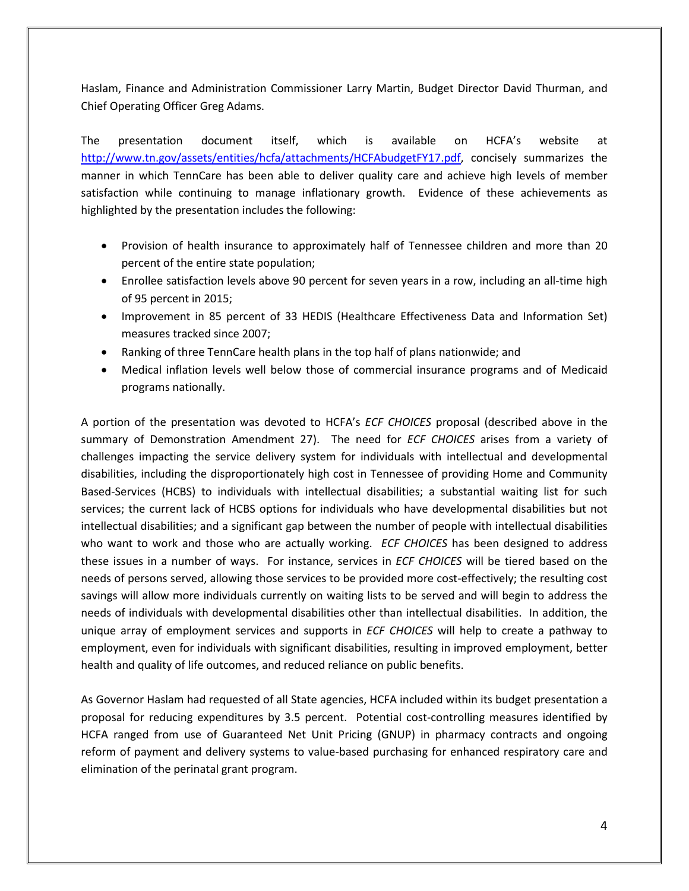Haslam, Finance and Administration Commissioner Larry Martin, Budget Director David Thurman, and Chief Operating Officer Greg Adams.

The presentation document itself, which is available on HCFA's website at [http://www.tn.gov/assets/entities/hcfa/attachments/HCFAbudgetFY17.pdf](http://www.tn.gov/assets/entities/hcfa/attachments/HCFAbudgetFY17.pdf), concisely summarizes the manner in which TennCare has been able to deliver quality care and achieve high levels of member satisfaction while continuing to manage inflationary growth. Evidence of these achievements as highlighted by the presentation includes the following:

- Provision of health insurance to approximately half of Tennessee children and more than 20 percent of the entire state population;
- Enrollee satisfaction levels above 90 percent for seven years in a row, including an all-time high of 95 percent in 2015;
- Improvement in 85 percent of 33 HEDIS (Healthcare Effectiveness Data and Information Set) measures tracked since 2007;
- Ranking of three TennCare health plans in the top half of plans nationwide; and
- Medical inflation levels well below those of commercial insurance programs and of Medicaid programs nationally.

A portion of the presentation was devoted to HCFA's *ECF CHOICES* proposal (described above in the summary of Demonstration Amendment 27). The need for *ECF CHOICES* arises from a variety of challenges impacting the service delivery system for individuals with intellectual and developmental disabilities, including the disproportionately high cost in Tennessee of providing Home and Community Based-Services (HCBS) to individuals with intellectual disabilities; a substantial waiting list for such services; the current lack of HCBS options for individuals who have developmental disabilities but not intellectual disabilities; and a significant gap between the number of people with intellectual disabilities who want to work and those who are actually working. *ECF CHOICES* has been designed to address these issues in a number of ways. For instance, services in *ECF CHOICES* will be tiered based on the needs of persons served, allowing those services to be provided more cost-effectively; the resulting cost savings will allow more individuals currently on waiting lists to be served and will begin to address the needs of individuals with developmental disabilities other than intellectual disabilities. In addition, the unique array of employment services and supports in *ECF CHOICES* will help to create a pathway to employment, even for individuals with significant disabilities, resulting in improved employment, better health and quality of life outcomes, and reduced reliance on public benefits.

As Governor Haslam had requested of all State agencies, HCFA included within its budget presentation a proposal for reducing expenditures by 3.5 percent. Potential cost-controlling measures identified by HCFA ranged from use of Guaranteed Net Unit Pricing (GNUP) in pharmacy contracts and ongoing reform of payment and delivery systems to value-based purchasing for enhanced respiratory care and elimination of the perinatal grant program.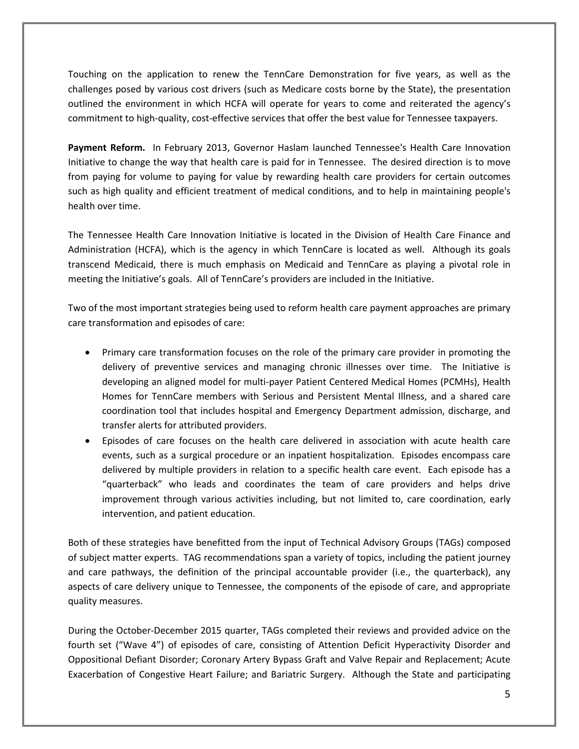Touching on the application to renew the TennCare Demonstration for five years, as well as the challenges posed by various cost drivers (such as Medicare costs borne by the State), the presentation outlined the environment in which HCFA will operate for years to come and reiterated the agency's commitment to high-quality, cost-effective services that offer the best value for Tennessee taxpayers.

**Payment Reform.** In February 2013, Governor Haslam launched Tennessee's Health Care Innovation Initiative to change the way that health care is paid for in Tennessee. The desired direction is to move from paying for volume to paying for value by rewarding health care providers for certain outcomes such as high quality and efficient treatment of medical conditions, and to help in maintaining people's health over time.

The Tennessee Health Care Innovation Initiative is located in the Division of Health Care Finance and Administration (HCFA), which is the agency in which TennCare is located as well. Although its goals transcend Medicaid, there is much emphasis on Medicaid and TennCare as playing a pivotal role in meeting the Initiative's goals. All of TennCare's providers are included in the Initiative.

Two of the most important strategies being used to reform health care payment approaches are primary care transformation and episodes of care:

- Primary care transformation focuses on the role of the primary care provider in promoting the delivery of preventive services and managing chronic illnesses over time. The Initiative is developing an aligned model for multi-payer Patient Centered Medical Homes (PCMHs), Health Homes for TennCare members with Serious and Persistent Mental Illness, and a shared care coordination tool that includes hospital and Emergency Department admission, discharge, and transfer alerts for attributed providers.
- Episodes of care focuses on the health care delivered in association with acute health care events, such as a surgical procedure or an inpatient hospitalization. Episodes encompass care delivered by multiple providers in relation to a specific health care event. Each episode has a "quarterback" who leads and coordinates the team of care providers and helps drive improvement through various activities including, but not limited to, care coordination, early intervention, and patient education.

Both of these strategies have benefitted from the input of Technical Advisory Groups (TAGs) composed of subject matter experts. TAG recommendations span a variety of topics, including the patient journey and care pathways, the definition of the principal accountable provider (i.e., the quarterback), any aspects of care delivery unique to Tennessee, the components of the episode of care, and appropriate quality measures.

During the October-December 2015 quarter, TAGs completed their reviews and provided advice on the fourth set ("Wave 4") of episodes of care, consisting of Attention Deficit Hyperactivity Disorder and Oppositional Defiant Disorder; Coronary Artery Bypass Graft and Valve Repair and Replacement; Acute Exacerbation of Congestive Heart Failure; and Bariatric Surgery. Although the State and participating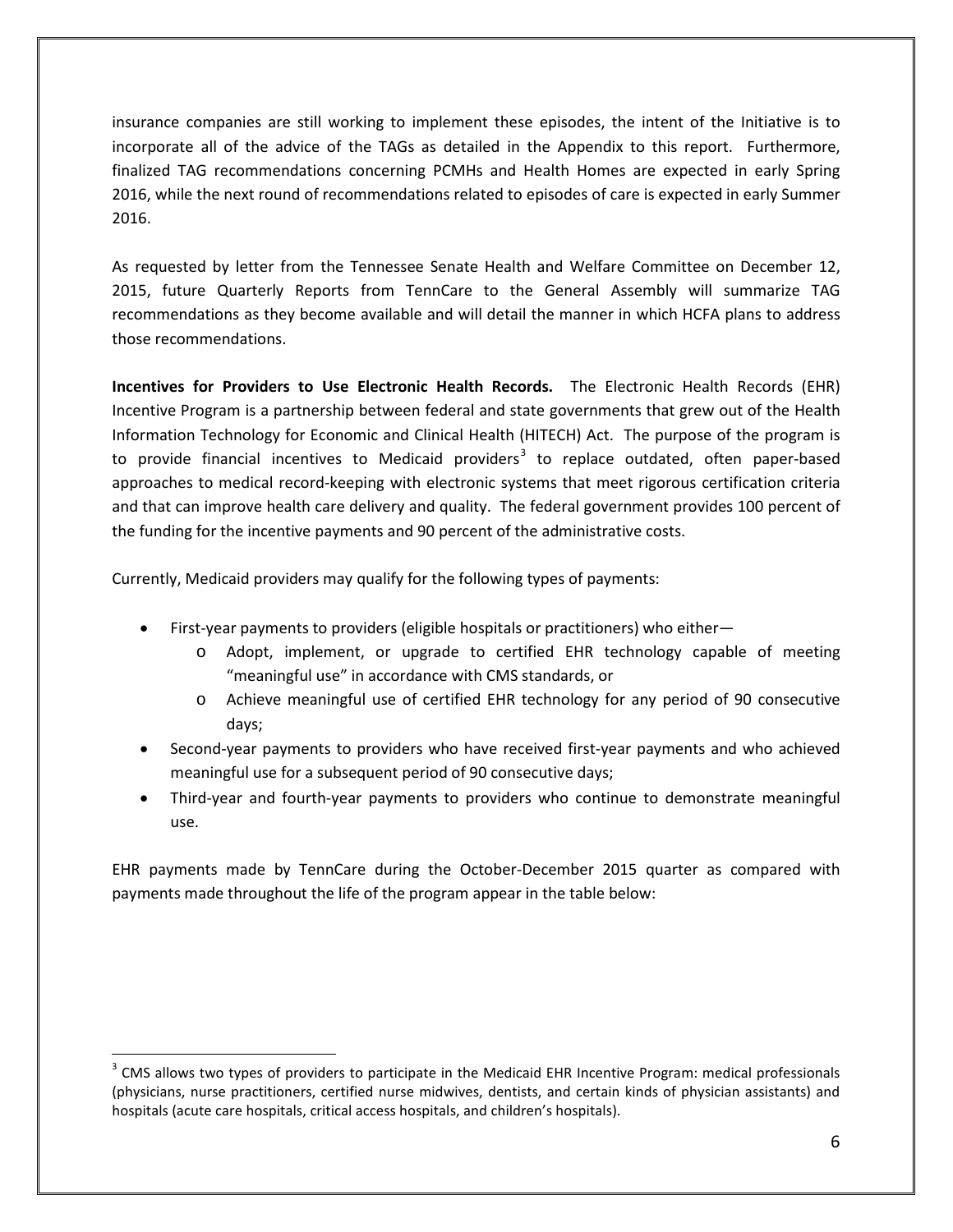insurance companies are still working to implement these episodes, the intent of the Initiative is to incorporate all of the advice of the TAGs as detailed in the Appendix to this report. Furthermore, finalized TAG recommendations concerning PCMHs and Health Homes are expected in early Spring 2016, while the next round of recommendations related to episodes of care is expected in early Summer 2016.

As requested by letter from the Tennessee Senate Health and Welfare Committee on December 12, 2015, future Quarterly Reports from TennCare to the General Assembly will summarize TAG recommendations as they become available and will detail the manner in which HCFA plans to address those recommendations.

**Incentives for Providers to Use Electronic Health Records.** The Electronic Health Records (EHR) Incentive Program is a partnership between federal and state governments that grew out of the Health Information Technology for Economic and Clinical Health (HITECH) Act. The purpose of the program is to provide financial incentives to Medicaid providers[3] to replace outdated, often paper-based approaches to medical record-keeping with electronic systems that meet rigorous certification criteria and that can improve health care delivery and quality. The federal government provides 100 percent of the funding for the incentive payments and 90 percent of the administrative costs.

Currently, Medicaid providers may qualify for the following types of payments:

- First-year payments to providers (eligible hospitals or practitioners) who either—
  - Adopt, implement, or upgrade to certified EHR technology capable of meeting "meaningful use" in accordance with CMS standards, or
  - Achieve meaningful use of certified EHR technology for any period of 90 consecutive days;
- Second-year payments to providers who have received first-year payments and who achieved meaningful use for a subsequent period of 90 consecutive days;
- Third-year and fourth-year payments to providers who continue to demonstrate meaningful use.

EHR payments made by TennCare during the October-December 2015 quarter as compared with payments made throughout the life of the program appear in the table below:

[3] CMS allows two types of providers to participate in the Medicaid EHR Incentive Program: medical professionals (physicians, nurse practitioners, certified nurse midwives, dentists, and certain kinds of physician assistants) and hospitals (acute care hospitals, critical access hospitals, and children's hospitals).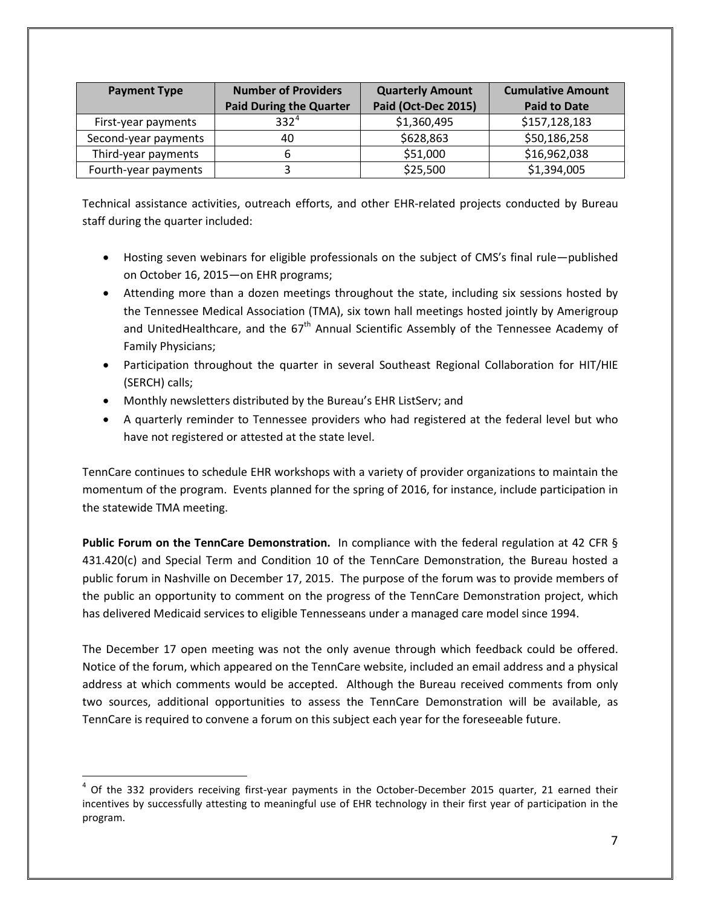| Payment Type | Number of Providers Paid During the Quarter | Quarterly Amount Paid (Oct-Dec 2015) | Cumulative Amount Paid to Date |
| --- | --- | --- | --- |
| First-year payments | 332[4] | $1,360,495 | $157,128,183 |
| Second-year payments | 40 | $628,863 | $50,186,258 |
| Third-year payments | 6 | $51,000 | $16,962,038 |
| Fourth-year payments | 3 | $25,500 | $1,394,005 |

Technical assistance activities, outreach efforts, and other EHR-related projects conducted by Bureau staff during the quarter included:

- Hosting seven webinars for eligible professionals on the subject of CMS's final rule—published on October 16, 2015—on EHR programs;
- Attending more than a dozen meetings throughout the state, including six sessions hosted by the Tennessee Medical Association (TMA), six town hall meetings hosted jointly by Amerigroup and UnitedHealthcare, and the 67th Annual Scientific Assembly of the Tennessee Academy of Family Physicians;
- Participation throughout the quarter in several Southeast Regional Collaboration for HIT/HIE (SERCH) calls;
- Monthly newsletters distributed by the Bureau's EHR ListServ; and
- A quarterly reminder to Tennessee providers who had registered at the federal level but who have not registered or attested at the state level.

TennCare continues to schedule EHR workshops with a variety of provider organizations to maintain the momentum of the program. Events planned for the spring of 2016, for instance, include participation in the statewide TMA meeting.

**Public Forum on the TennCare Demonstration.** In compliance with the federal regulation at 42 CFR § 431.420(c) and Special Term and Condition 10 of the TennCare Demonstration, the Bureau hosted a public forum in Nashville on December 17, 2015. The purpose of the forum was to provide members of the public an opportunity to comment on the progress of the TennCare Demonstration project, which has delivered Medicaid services to eligible Tennesseans under a managed care model since 1994.

The December 17 open meeting was not the only avenue through which feedback could be offered. Notice of the forum, which appeared on the TennCare website, included an email address and a physical address at which comments would be accepted. Although the Bureau received comments from only two sources, additional opportunities to assess the TennCare Demonstration will be available, as TennCare is required to convene a forum on this subject each year for the foreseeable future.

---

[4] Of the 332 providers receiving first-year payments in the October-December 2015 quarter, 21 earned their incentives by successfully attesting to meaningful use of EHR technology in their first year of participation in the program.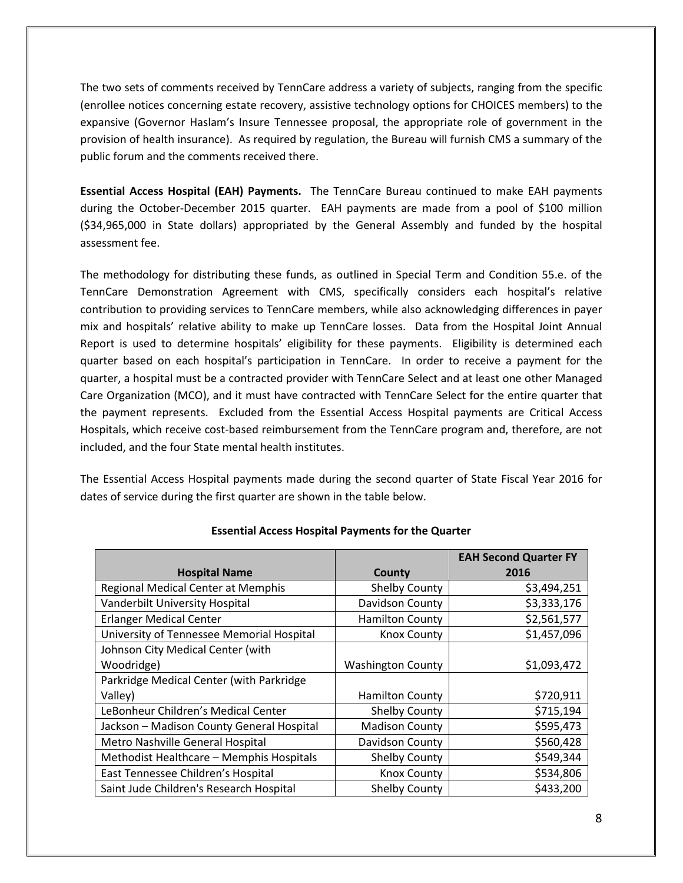The two sets of comments received by TennCare address a variety of subjects, ranging from the specific (enrollee notices concerning estate recovery, assistive technology options for CHOICES members) to the expansive (Governor Haslam's Insure Tennessee proposal, the appropriate role of government in the provision of health insurance). As required by regulation, the Bureau will furnish CMS a summary of the public forum and the comments received there.

**Essential Access Hospital (EAH) Payments.** The TennCare Bureau continued to make EAH payments during the October-December 2015 quarter. EAH payments are made from a pool of $100 million ($34,965,000 in State dollars) appropriated by the General Assembly and funded by the hospital assessment fee.

The methodology for distributing these funds, as outlined in Special Term and Condition 55.e. of the TennCare Demonstration Agreement with CMS, specifically considers each hospital's relative contribution to providing services to TennCare members, while also acknowledging differences in payer mix and hospitals' relative ability to make up TennCare losses. Data from the Hospital Joint Annual Report is used to determine hospitals' eligibility for these payments. Eligibility is determined each quarter based on each hospital's participation in TennCare. In order to receive a payment for the quarter, a hospital must be a contracted provider with TennCare Select and at least one other Managed Care Organization (MCO), and it must have contracted with TennCare Select for the entire quarter that the payment represents. Excluded from the Essential Access Hospital payments are Critical Access Hospitals, which receive cost-based reimbursement from the TennCare program and, therefore, are not included, and the four State mental health institutes.

The Essential Access Hospital payments made during the second quarter of State Fiscal Year 2016 for dates of service during the first quarter are shown in the table below.

**Essential Access Hospital Payments for the Quarter**

| Hospital Name | County | EAH Second Quarter FY 2016 |
|---|---|---|
| Regional Medical Center at Memphis | Shelby County | $3,494,251 |
| Vanderbilt University Hospital | Davidson County | $3,333,176 |
| Erlanger Medical Center | Hamilton County | $2,561,577 |
| University of Tennessee Memorial Hospital | Knox County | $1,457,096 |
| Johnson City Medical Center (with Woodridge) | Washington County | $1,093,472 |
| Parkridge Medical Center (with Parkridge Valley) | Hamilton County | $720,911 |
| LeBonheur Children's Medical Center | Shelby County | $715,194 |
| Jackson – Madison County General Hospital | Madison County | $595,473 |
| Metro Nashville General Hospital | Davidson County | $560,428 |
| Methodist Healthcare – Memphis Hospitals | Shelby County | $549,344 |
| East Tennessee Children's Hospital | Knox County | $534,806 |
| Saint Jude Children's Research Hospital | Shelby County | $433,200 |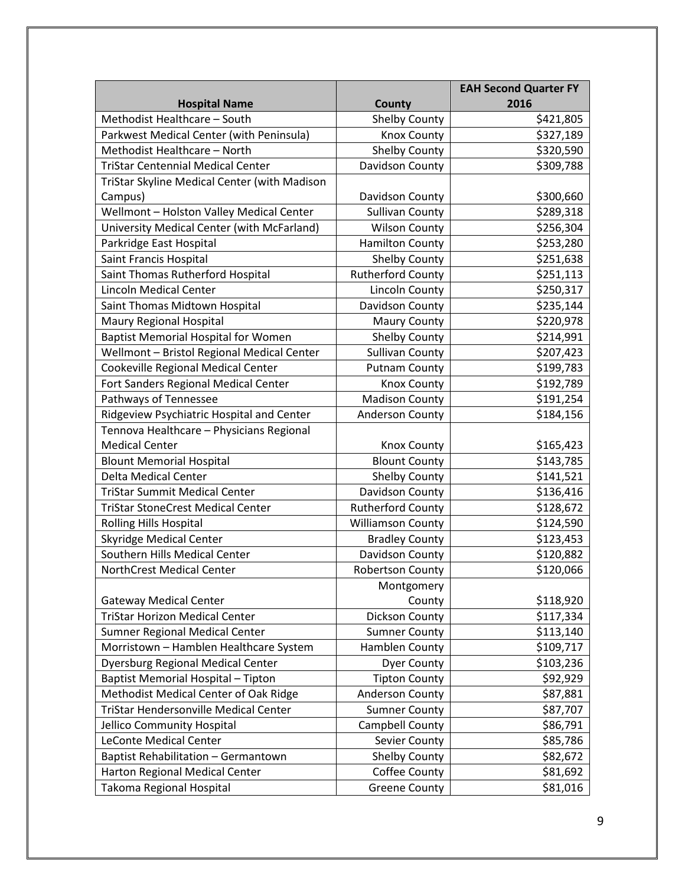| Hospital Name | County | EAH Second Quarter FY 2016 |
|---|---|---|
| Methodist Healthcare – South | Shelby County | $421,805 |
| Parkwest Medical Center (with Peninsula) | Knox County | $327,189 |
| Methodist Healthcare – North | Shelby County | $320,590 |
| TriStar Centennial Medical Center | Davidson County | $309,788 |
| TriStar Skyline Medical Center (with Madison Campus) | Davidson County | $300,660 |
| Wellmont – Holston Valley Medical Center | Sullivan County | $289,318 |
| University Medical Center (with McFarland) | Wilson County | $256,304 |
| Parkridge East Hospital | Hamilton County | $253,280 |
| Saint Francis Hospital | Shelby County | $251,638 |
| Saint Thomas Rutherford Hospital | Rutherford County | $251,113 |
| Lincoln Medical Center | Lincoln County | $250,317 |
| Saint Thomas Midtown Hospital | Davidson County | $235,144 |
| Maury Regional Hospital | Maury County | $220,978 |
| Baptist Memorial Hospital for Women | Shelby County | $214,991 |
| Wellmont – Bristol Regional Medical Center | Sullivan County | $207,423 |
| Cookeville Regional Medical Center | Putnam County | $199,783 |
| Fort Sanders Regional Medical Center | Knox County | $192,789 |
| Pathways of Tennessee | Madison County | $191,254 |
| Ridgeview Psychiatric Hospital and Center | Anderson County | $184,156 |
| Tennova Healthcare – Physicians Regional Medical Center | Knox County | $165,423 |
| Blount Memorial Hospital | Blount County | $143,785 |
| Delta Medical Center | Shelby County | $141,521 |
| TriStar Summit Medical Center | Davidson County | $136,416 |
| TriStar StoneCrest Medical Center | Rutherford County | $128,672 |
| Rolling Hills Hospital | Williamson County | $124,590 |
| Skyridge Medical Center | Bradley County | $123,453 |
| Southern Hills Medical Center | Davidson County | $120,882 |
| NorthCrest Medical Center | Robertson County | $120,066 |
| Gateway Medical Center | Montgomery County | $118,920 |
| TriStar Horizon Medical Center | Dickson County | $117,334 |
| Sumner Regional Medical Center | Sumner County | $113,140 |
| Morristown – Hamblen Healthcare System | Hamblen County | $109,717 |
| Dyersburg Regional Medical Center | Dyer County | $103,236 |
| Baptist Memorial Hospital – Tipton | Tipton County | $92,929 |
| Methodist Medical Center of Oak Ridge | Anderson County | $87,881 |
| TriStar Hendersonville Medical Center | Sumner County | $87,707 |
| Jellico Community Hospital | Campbell County | $86,791 |
| LeConte Medical Center | Sevier County | $85,786 |
| Baptist Rehabilitation – Germantown | Shelby County | $82,672 |
| Harton Regional Medical Center | Coffee County | $81,692 |
| Takoma Regional Hospital | Greene County | $81,016 |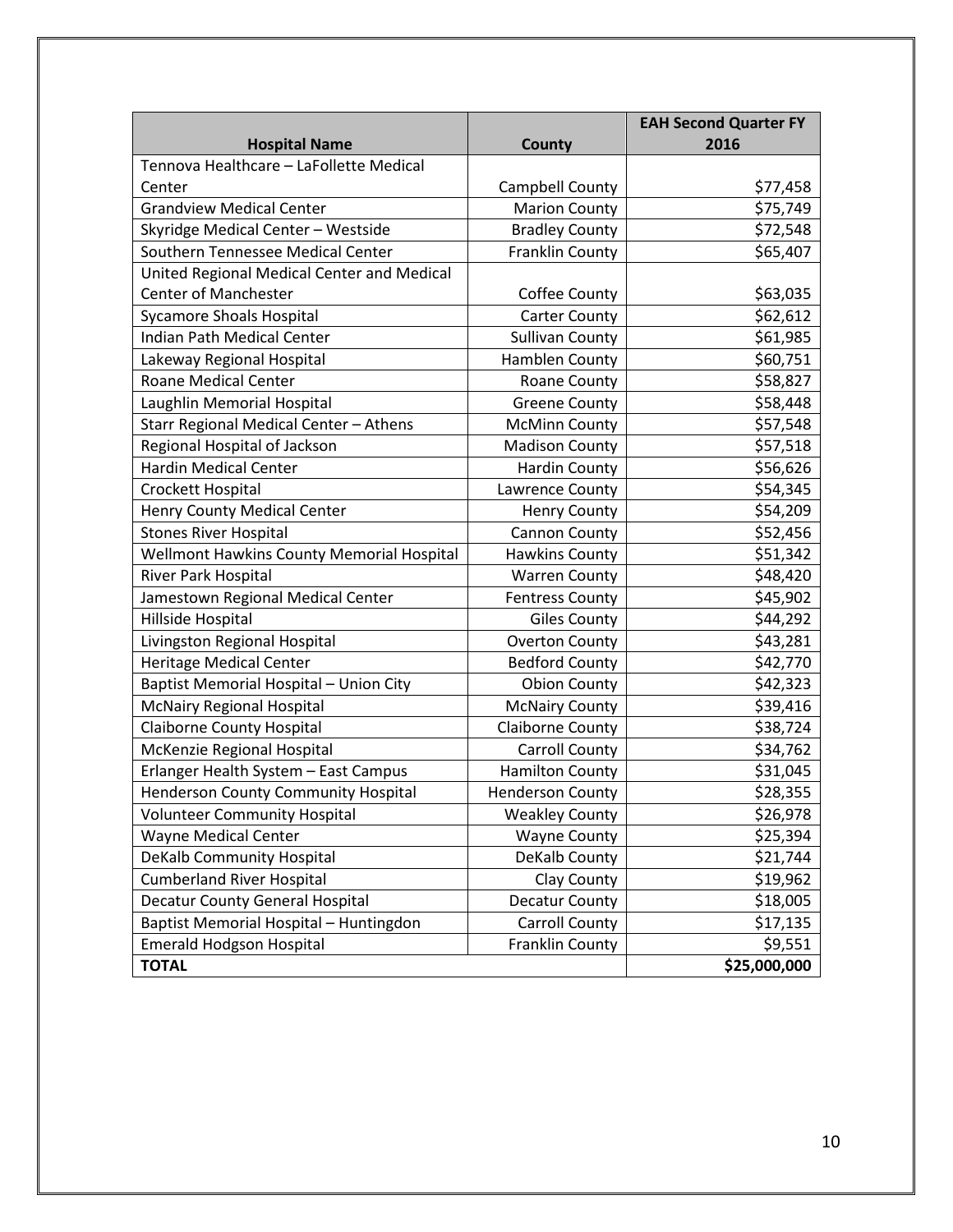| Hospital Name | County | EAH Second Quarter FY 2016 |
| --- | --- | --- |
| Tennova Healthcare – LaFollette Medical Center | Campbell County | $77,458 |
| Grandview Medical Center | Marion County | $75,749 |
| Skyridge Medical Center – Westside | Bradley County | $72,548 |
| Southern Tennessee Medical Center | Franklin County | $65,407 |
| United Regional Medical Center and Medical Center of Manchester | Coffee County | $63,035 |
| Sycamore Shoals Hospital | Carter County | $62,612 |
| Indian Path Medical Center | Sullivan County | $61,985 |
| Lakeway Regional Hospital | Hamblen County | $60,751 |
| Roane Medical Center | Roane County | $58,827 |
| Laughlin Memorial Hospital | Greene County | $58,448 |
| Starr Regional Medical Center – Athens | McMinn County | $57,548 |
| Regional Hospital of Jackson | Madison County | $57,518 |
| Hardin Medical Center | Hardin County | $56,626 |
| Crockett Hospital | Lawrence County | $54,345 |
| Henry County Medical Center | Henry County | $54,209 |
| Stones River Hospital | Cannon County | $52,456 |
| Wellmont Hawkins County Memorial Hospital | Hawkins County | $51,342 |
| River Park Hospital | Warren County | $48,420 |
| Jamestown Regional Medical Center | Fentress County | $45,902 |
| Hillside Hospital | Giles County | $44,292 |
| Livingston Regional Hospital | Overton County | $43,281 |
| Heritage Medical Center | Bedford County | $42,770 |
| Baptist Memorial Hospital – Union City | Obion County | $42,323 |
| McNairy Regional Hospital | McNairy County | $39,416 |
| Claiborne County Hospital | Claiborne County | $38,724 |
| McKenzie Regional Hospital | Carroll County | $34,762 |
| Erlanger Health System – East Campus | Hamilton County | $31,045 |
| Henderson County Community Hospital | Henderson County | $28,355 |
| Volunteer Community Hospital | Weakley County | $26,978 |
| Wayne Medical Center | Wayne County | $25,394 |
| DeKalb Community Hospital | DeKalb County | $21,744 |
| Cumberland River Hospital | Clay County | $19,962 |
| Decatur County General Hospital | Decatur County | $18,005 |
| Baptist Memorial Hospital – Huntingdon | Carroll County | $17,135 |
| Emerald Hodgson Hospital | Franklin County | $9,551 |
| **TOTAL** | | **$25,000,000** |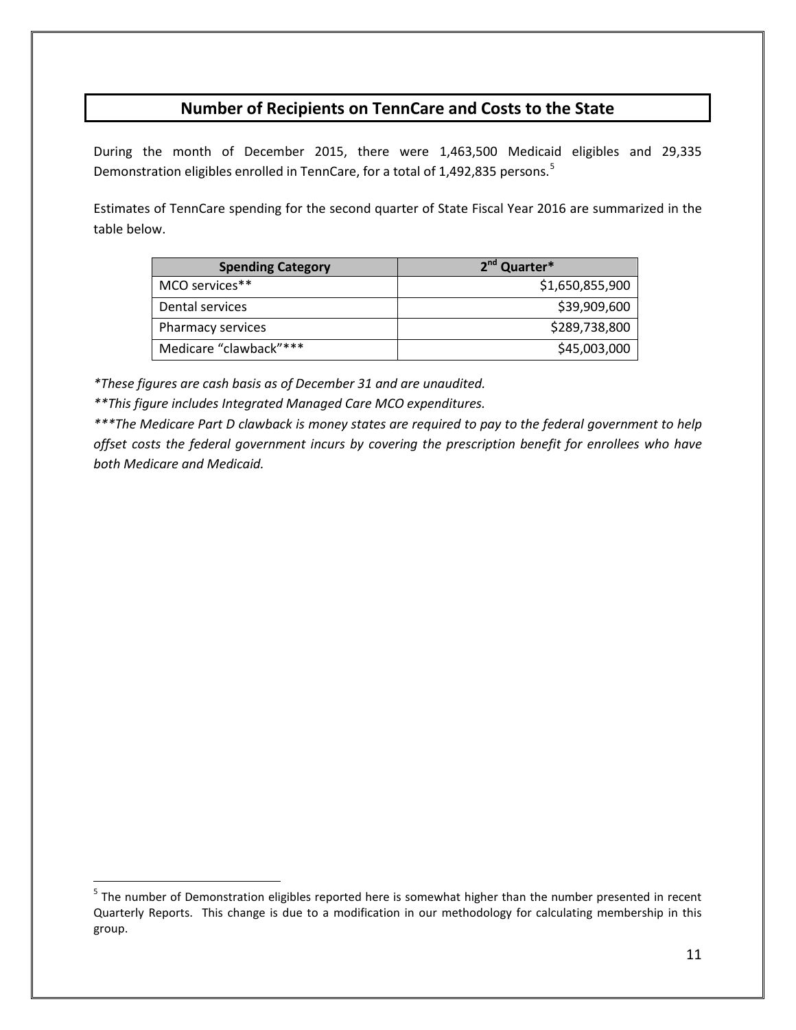## Number of Recipients on TennCare and Costs to the State

During the month of December 2015, there were 1,463,500 Medicaid eligibles and 29,335 Demonstration eligibles enrolled in TennCare, for a total of 1,492,835 persons.[5]

Estimates of TennCare spending for the second quarter of State Fiscal Year 2016 are summarized in the table below.

| Spending Category | 2nd Quarter* |
|---|---:|
| MCO services** | $1,650,855,900 |
| Dental services | $39,909,600 |
| Pharmacy services | $289,738,800 |
| Medicare "clawback"*** | $45,003,000 |

*\*These figures are cash basis as of December 31 and are unaudited.*

*\*\*This figure includes Integrated Managed Care MCO expenditures.*

*\*\*\*The Medicare Part D clawback is money states are required to pay to the federal government to help offset costs the federal government incurs by covering the prescription benefit for enrollees who have both Medicare and Medicaid.*

[5] The number of Demonstration eligibles reported here is somewhat higher than the number presented in recent Quarterly Reports. This change is due to a modification in our methodology for calculating membership in this group.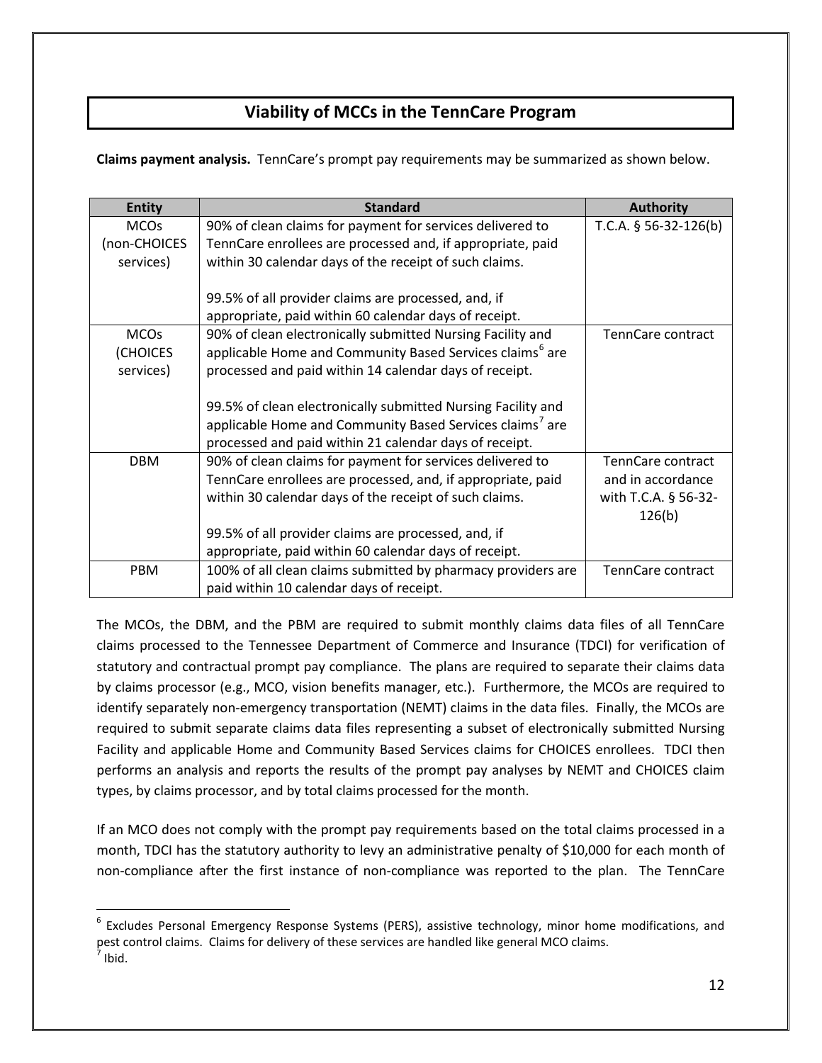## Viability of MCCs in the TennCare Program

**Claims payment analysis.** TennCare's prompt pay requirements may be summarized as shown below.

| Entity | Standard | Authority |
|---|---|---|
| MCOs (non-CHOICES services) | 90% of clean claims for payment for services delivered to TennCare enrollees are processed and, if appropriate, paid within 30 calendar days of the receipt of such claims.<br><br>99.5% of all provider claims are processed, and, if appropriate, paid within 60 calendar days of receipt. | T.C.A. § 56-32-126(b) |
| MCOs (CHOICES services) | 90% of clean electronically submitted Nursing Facility and applicable Home and Community Based Services claims[6] are processed and paid within 14 calendar days of receipt.<br><br>99.5% of clean electronically submitted Nursing Facility and applicable Home and Community Based Services claims[7] are processed and paid within 21 calendar days of receipt. | TennCare contract |
| DBM | 90% of clean claims for payment for services delivered to TennCare enrollees are processed, and, if appropriate, paid within 30 calendar days of the receipt of such claims.<br><br>99.5% of all provider claims are processed, and, if appropriate, paid within 60 calendar days of receipt. | TennCare contract and in accordance with T.C.A. § 56-32-126(b) |
| PBM | 100% of all clean claims submitted by pharmacy providers are paid within 10 calendar days of receipt. | TennCare contract |

The MCOs, the DBM, and the PBM are required to submit monthly claims data files of all TennCare claims processed to the Tennessee Department of Commerce and Insurance (TDCI) for verification of statutory and contractual prompt pay compliance. The plans are required to separate their claims data by claims processor (e.g., MCO, vision benefits manager, etc.). Furthermore, the MCOs are required to identify separately non-emergency transportation (NEMT) claims in the data files. Finally, the MCOs are required to submit separate claims data files representing a subset of electronically submitted Nursing Facility and applicable Home and Community Based Services claims for CHOICES enrollees. TDCI then performs an analysis and reports the results of the prompt pay analyses by NEMT and CHOICES claim types, by claims processor, and by total claims processed for the month.

If an MCO does not comply with the prompt pay requirements based on the total claims processed in a month, TDCI has the statutory authority to levy an administrative penalty of $10,000 for each month of non-compliance after the first instance of non-compliance was reported to the plan. The TennCare

---

[6] Excludes Personal Emergency Response Systems (PERS), assistive technology, minor home modifications, and pest control claims. Claims for delivery of these services are handled like general MCO claims.

[7] Ibid.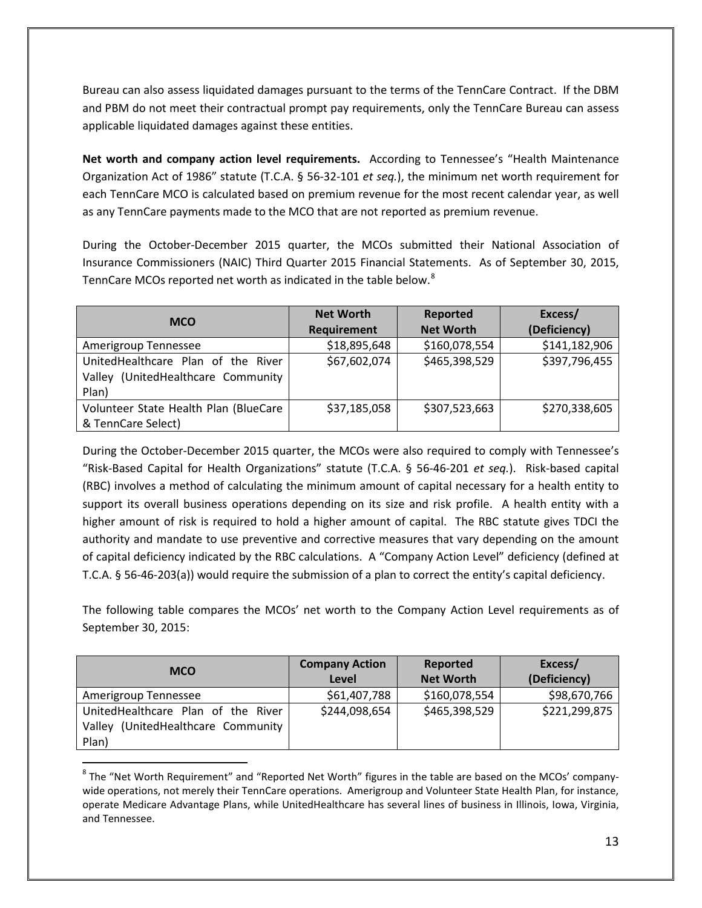Bureau can also assess liquidated damages pursuant to the terms of the TennCare Contract. If the DBM and PBM do not meet their contractual prompt pay requirements, only the TennCare Bureau can assess applicable liquidated damages against these entities.

**Net worth and company action level requirements.** According to Tennessee's "Health Maintenance Organization Act of 1986" statute (T.C.A. § 56-32-101 *et seq.*), the minimum net worth requirement for each TennCare MCO is calculated based on premium revenue for the most recent calendar year, as well as any TennCare payments made to the MCO that are not reported as premium revenue.

During the October-December 2015 quarter, the MCOs submitted their National Association of Insurance Commissioners (NAIC) Third Quarter 2015 Financial Statements. As of September 30, 2015, TennCare MCOs reported net worth as indicated in the table below.[8]

| MCO | Net Worth Requirement | Reported Net Worth | Excess/ (Deficiency) |
|---|---|---|---|
| Amerigroup Tennessee | $18,895,648 | $160,078,554 | $141,182,906 |
| UnitedHealthcare Plan of the River Valley (UnitedHealthcare Community Plan) | $67,602,074 | $465,398,529 | $397,796,455 |
| Volunteer State Health Plan (BlueCare & TennCare Select) | $37,185,058 | $307,523,663 | $270,338,605 |

During the October-December 2015 quarter, the MCOs were also required to comply with Tennessee's "Risk-Based Capital for Health Organizations" statute (T.C.A. § 56-46-201 *et seq.*). Risk-based capital (RBC) involves a method of calculating the minimum amount of capital necessary for a health entity to support its overall business operations depending on its size and risk profile. A health entity with a higher amount of risk is required to hold a higher amount of capital. The RBC statute gives TDCI the authority and mandate to use preventive and corrective measures that vary depending on the amount of capital deficiency indicated by the RBC calculations. A "Company Action Level" deficiency (defined at T.C.A. § 56-46-203(a)) would require the submission of a plan to correct the entity's capital deficiency.

The following table compares the MCOs' net worth to the Company Action Level requirements as of September 30, 2015:

| MCO | Company Action Level | Reported Net Worth | Excess/ (Deficiency) |
|---|---|---|---|
| Amerigroup Tennessee | $61,407,788 | $160,078,554 | $98,670,766 |
| UnitedHealthcare Plan of the River Valley (UnitedHealthcare Community Plan) | $244,098,654 | $465,398,529 | $221,299,875 |

[8] The "Net Worth Requirement" and "Reported Net Worth" figures in the table are based on the MCOs' company-wide operations, not merely their TennCare operations. Amerigroup and Volunteer State Health Plan, for instance, operate Medicare Advantage Plans, while UnitedHealthcare has several lines of business in Illinois, Iowa, Virginia, and Tennessee.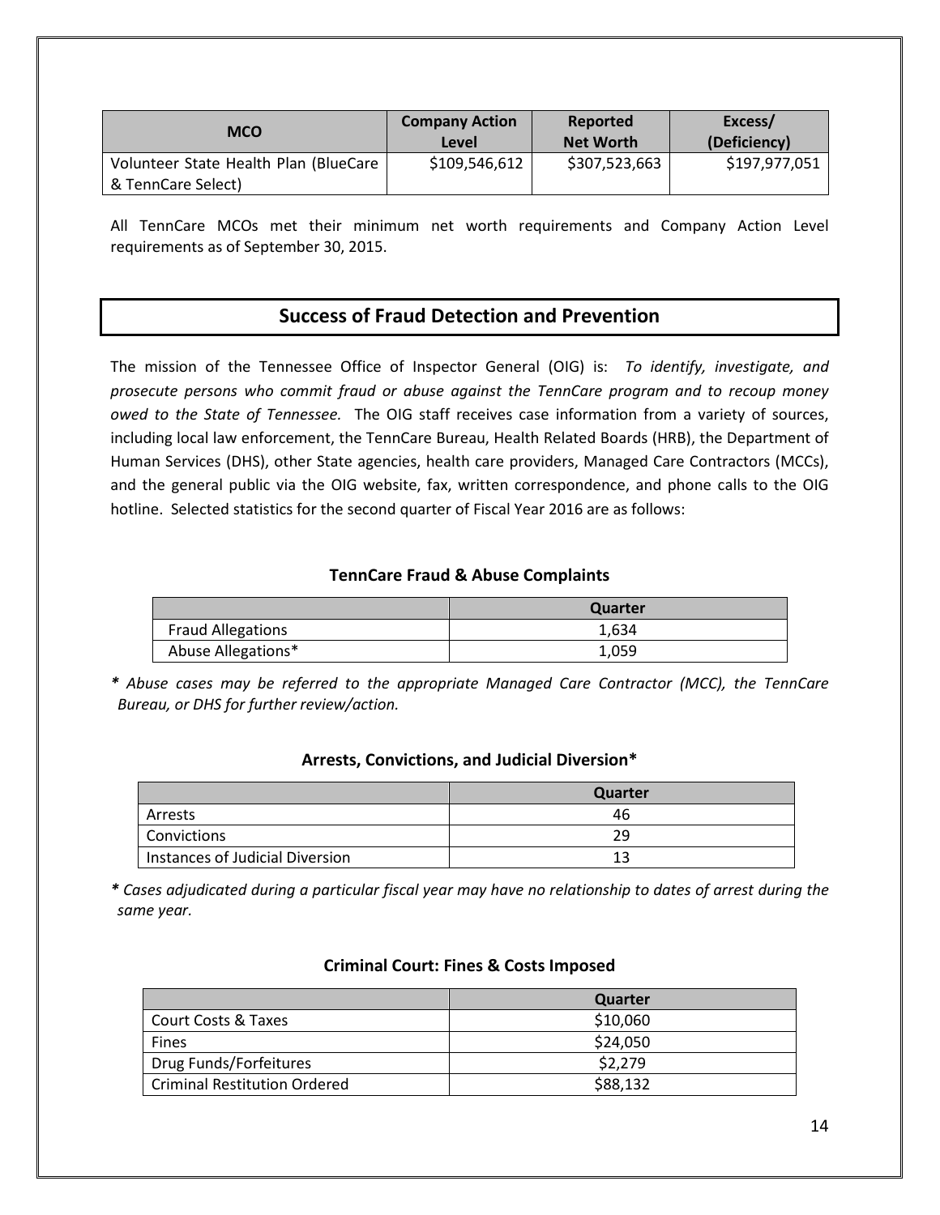| MCO | Company Action Level | Reported Net Worth | Excess/ (Deficiency) |
|---|---|---|---|
| Volunteer State Health Plan (BlueCare & TennCare Select) | $109,546,612 | $307,523,663 | $197,977,051 |

All TennCare MCOs met their minimum net worth requirements and Company Action Level requirements as of September 30, 2015.

## Success of Fraud Detection and Prevention

The mission of the Tennessee Office of Inspector General (OIG) is: *To identify, investigate, and prosecute persons who commit fraud or abuse against the TennCare program and to recoup money owed to the State of Tennessee.* The OIG staff receives case information from a variety of sources, including local law enforcement, the TennCare Bureau, Health Related Boards (HRB), the Department of Human Services (DHS), other State agencies, health care providers, Managed Care Contractors (MCCs), and the general public via the OIG website, fax, written correspondence, and phone calls to the OIG hotline. Selected statistics for the second quarter of Fiscal Year 2016 are as follows:

### TennCare Fraud & Abuse Complaints

| | Quarter |
|---|---|
| Fraud Allegations | 1,634 |
| Abuse Allegations* | 1,059 |

***** *Abuse cases may be referred to the appropriate Managed Care Contractor (MCC), the TennCare Bureau, or DHS for further review/action.*

### Arrests, Convictions, and Judicial Diversion*

| | Quarter |
|---|---|
| Arrests | 46 |
| Convictions | 29 |
| Instances of Judicial Diversion | 13 |

***** *Cases adjudicated during a particular fiscal year may have no relationship to dates of arrest during the same year.*

### Criminal Court: Fines & Costs Imposed

| | Quarter |
|---|---|
| Court Costs & Taxes | $10,060 |
| Fines | $24,050 |
| Drug Funds/Forfeitures | $2,279 |
| Criminal Restitution Ordered | $88,132 |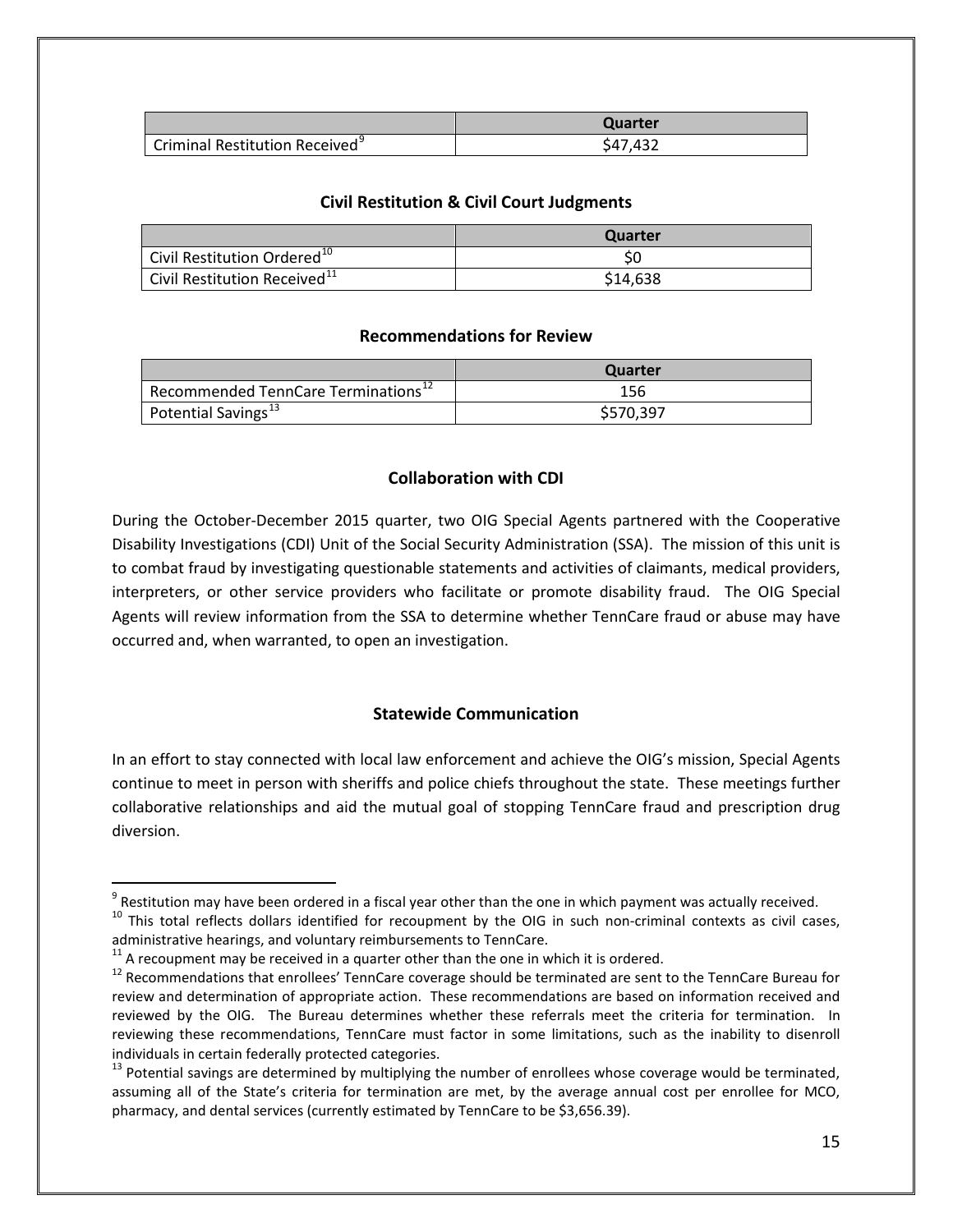| | Quarter |
|---|---|
| Criminal Restitution Received[9] | $47,432 |

### Civil Restitution & Civil Court Judgments

| | Quarter |
|---|---|
| Civil Restitution Ordered[10] | $0 |
| Civil Restitution Received[11] | $14,638 |

### Recommendations for Review

| | Quarter |
|---|---|
| Recommended TennCare Terminations[12] | 156 |
| Potential Savings[13] | $570,397 |

### Collaboration with CDI

During the October-December 2015 quarter, two OIG Special Agents partnered with the Cooperative Disability Investigations (CDI) Unit of the Social Security Administration (SSA). The mission of this unit is to combat fraud by investigating questionable statements and activities of claimants, medical providers, interpreters, or other service providers who facilitate or promote disability fraud. The OIG Special Agents will review information from the SSA to determine whether TennCare fraud or abuse may have occurred and, when warranted, to open an investigation.

### Statewide Communication

In an effort to stay connected with local law enforcement and achieve the OIG's mission, Special Agents continue to meet in person with sheriffs and police chiefs throughout the state. These meetings further collaborative relationships and aid the mutual goal of stopping TennCare fraud and prescription drug diversion.

---

[9] Restitution may have been ordered in a fiscal year other than the one in which payment was actually received.

[10] This total reflects dollars identified for recoupment by the OIG in such non-criminal contexts as civil cases, administrative hearings, and voluntary reimbursements to TennCare.

[11] A recoupment may be received in a quarter other than the one in which it is ordered.

[12] Recommendations that enrollees' TennCare coverage should be terminated are sent to the TennCare Bureau for review and determination of appropriate action. These recommendations are based on information received and reviewed by the OIG. The Bureau determines whether these referrals meet the criteria for termination. In reviewing these recommendations, TennCare must factor in some limitations, such as the inability to disenroll individuals in certain federally protected categories.

[13] Potential savings are determined by multiplying the number of enrollees whose coverage would be terminated, assuming all of the State's criteria for termination are met, by the average annual cost per enrollee for MCO, pharmacy, and dental services (currently estimated by TennCare to be $3,656.39).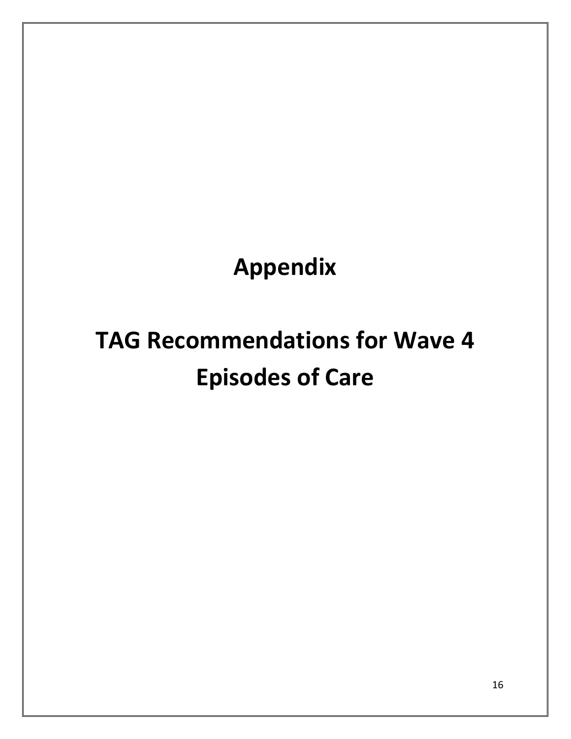# Appendix

# TAG Recommendations for Wave 4 Episodes of Care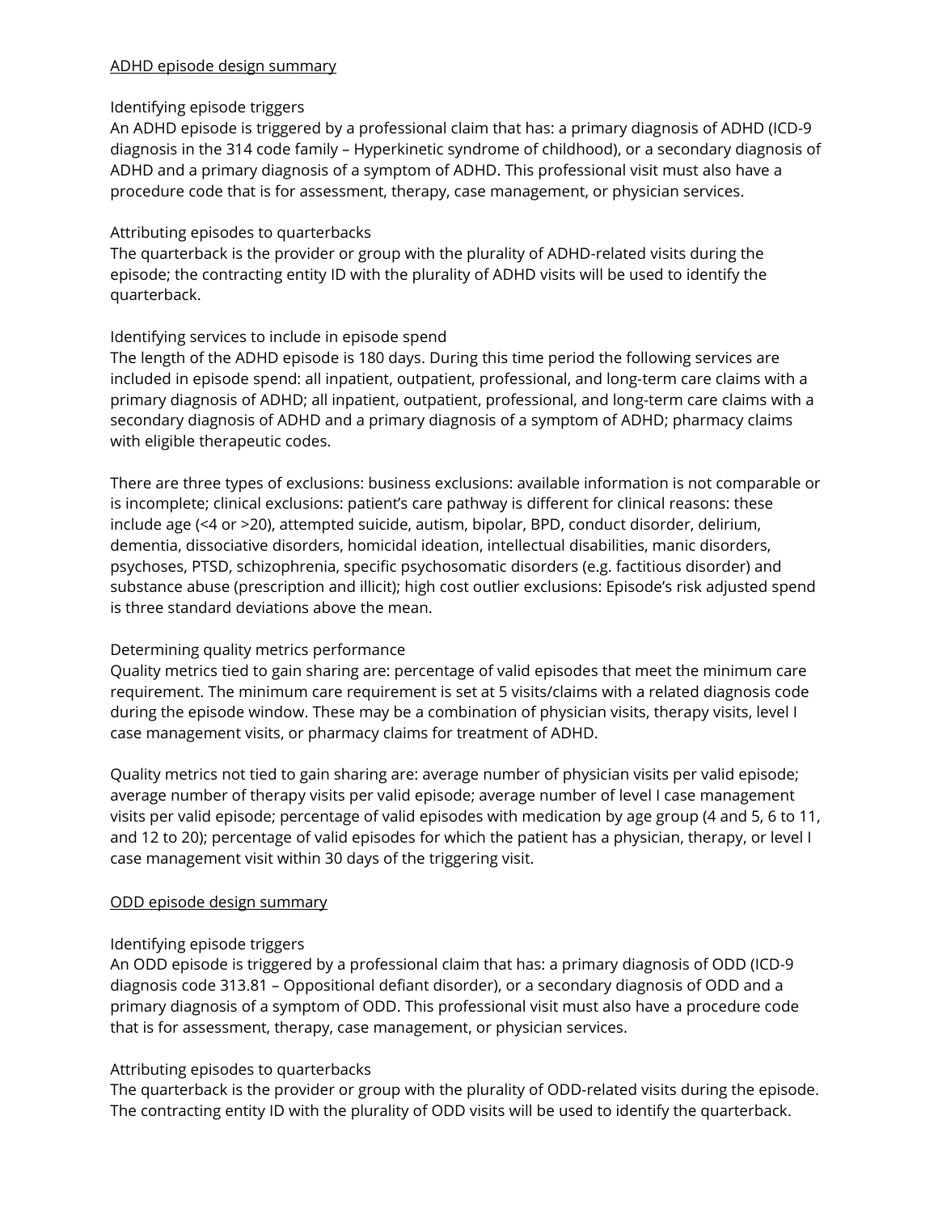<u>ADHD episode design summary</u>

Identifying episode triggers

An ADHD episode is triggered by a professional claim that has: a primary diagnosis of ADHD (ICD-9 diagnosis in the 314 code family – Hyperkinetic syndrome of childhood), or a secondary diagnosis of ADHD and a primary diagnosis of a symptom of ADHD. This professional visit must also have a procedure code that is for assessment, therapy, case management, or physician services.

Attributing episodes to quarterbacks

The quarterback is the provider or group with the plurality of ADHD-related visits during the episode; the contracting entity ID with the plurality of ADHD visits will be used to identify the quarterback.

Identifying services to include in episode spend

The length of the ADHD episode is 180 days. During this time period the following services are included in episode spend: all inpatient, outpatient, professional, and long-term care claims with a primary diagnosis of ADHD; all inpatient, outpatient, professional, and long-term care claims with a secondary diagnosis of ADHD and a primary diagnosis of a symptom of ADHD; pharmacy claims with eligible therapeutic codes.

There are three types of exclusions: business exclusions: available information is not comparable or is incomplete; clinical exclusions: patient's care pathway is different for clinical reasons: these include age (<4 or >20), attempted suicide, autism, bipolar, BPD, conduct disorder, delirium, dementia, dissociative disorders, homicidal ideation, intellectual disabilities, manic disorders, psychoses, PTSD, schizophrenia, specific psychosomatic disorders (e.g. factitious disorder) and substance abuse (prescription and illicit); high cost outlier exclusions: Episode's risk adjusted spend is three standard deviations above the mean.

Determining quality metrics performance

Quality metrics tied to gain sharing are: percentage of valid episodes that meet the minimum care requirement. The minimum care requirement is set at 5 visits/claims with a related diagnosis code during the episode window. These may be a combination of physician visits, therapy visits, level I case management visits, or pharmacy claims for treatment of ADHD.

Quality metrics not tied to gain sharing are: average number of physician visits per valid episode; average number of therapy visits per valid episode; average number of level I case management visits per valid episode; percentage of valid episodes with medication by age group (4 and 5, 6 to 11, and 12 to 20); percentage of valid episodes for which the patient has a physician, therapy, or level I case management visit within 30 days of the triggering visit.

<u>ODD episode design summary</u>

Identifying episode triggers

An ODD episode is triggered by a professional claim that has: a primary diagnosis of ODD (ICD-9 diagnosis code 313.81 – Oppositional defiant disorder), or a secondary diagnosis of ODD and a primary diagnosis of a symptom of ODD. This professional visit must also have a procedure code that is for assessment, therapy, case management, or physician services.

Attributing episodes to quarterbacks

The quarterback is the provider or group with the plurality of ODD-related visits during the episode. The contracting entity ID with the plurality of ODD visits will be used to identify the quarterback.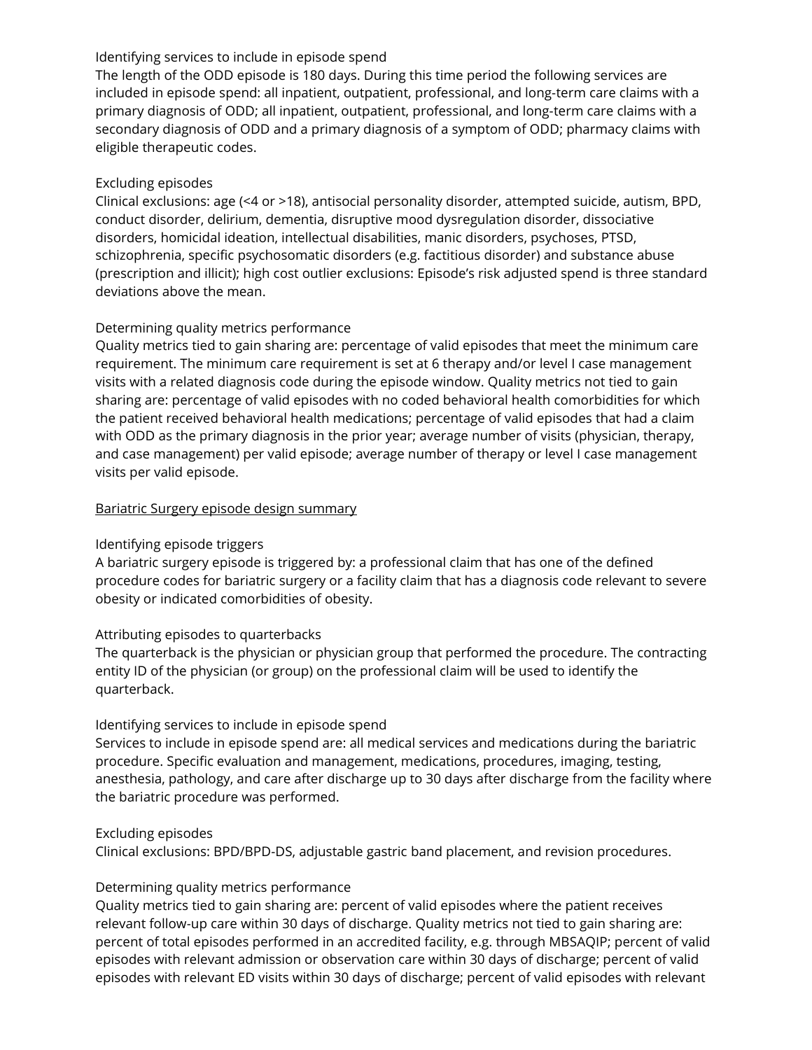Identifying services to include in episode spend
The length of the ODD episode is 180 days. During this time period the following services are included in episode spend: all inpatient, outpatient, professional, and long-term care claims with a primary diagnosis of ODD; all inpatient, outpatient, professional, and long-term care claims with a secondary diagnosis of ODD and a primary diagnosis of a symptom of ODD; pharmacy claims with eligible therapeutic codes.

Excluding episodes
Clinical exclusions: age (<4 or >18), antisocial personality disorder, attempted suicide, autism, BPD, conduct disorder, delirium, dementia, disruptive mood dysregulation disorder, dissociative disorders, homicidal ideation, intellectual disabilities, manic disorders, psychoses, PTSD, schizophrenia, specific psychosomatic disorders (e.g. factitious disorder) and substance abuse (prescription and illicit); high cost outlier exclusions: Episode's risk adjusted spend is three standard deviations above the mean.

Determining quality metrics performance
Quality metrics tied to gain sharing are: percentage of valid episodes that meet the minimum care requirement. The minimum care requirement is set at 6 therapy and/or level I case management visits with a related diagnosis code during the episode window. Quality metrics not tied to gain sharing are: percentage of valid episodes with no coded behavioral health comorbidities for which the patient received behavioral health medications; percentage of valid episodes that had a claim with ODD as the primary diagnosis in the prior year; average number of visits (physician, therapy, and case management) per valid episode; average number of therapy or level I case management visits per valid episode.

<u>Bariatric Surgery episode design summary</u>

Identifying episode triggers
A bariatric surgery episode is triggered by: a professional claim that has one of the defined procedure codes for bariatric surgery or a facility claim that has a diagnosis code relevant to severe obesity or indicated comorbidities of obesity.

Attributing episodes to quarterbacks
The quarterback is the physician or physician group that performed the procedure. The contracting entity ID of the physician (or group) on the professional claim will be used to identify the quarterback.

Identifying services to include in episode spend
Services to include in episode spend are: all medical services and medications during the bariatric procedure. Specific evaluation and management, medications, procedures, imaging, testing, anesthesia, pathology, and care after discharge up to 30 days after discharge from the facility where the bariatric procedure was performed.

Excluding episodes
Clinical exclusions: BPD/BPD-DS, adjustable gastric band placement, and revision procedures.

Determining quality metrics performance
Quality metrics tied to gain sharing are: percent of valid episodes where the patient receives relevant follow-up care within 30 days of discharge. Quality metrics not tied to gain sharing are: percent of total episodes performed in an accredited facility, e.g. through MBSAQIP; percent of valid episodes with relevant admission or observation care within 30 days of discharge; percent of valid episodes with relevant ED visits within 30 days of discharge; percent of valid episodes with relevant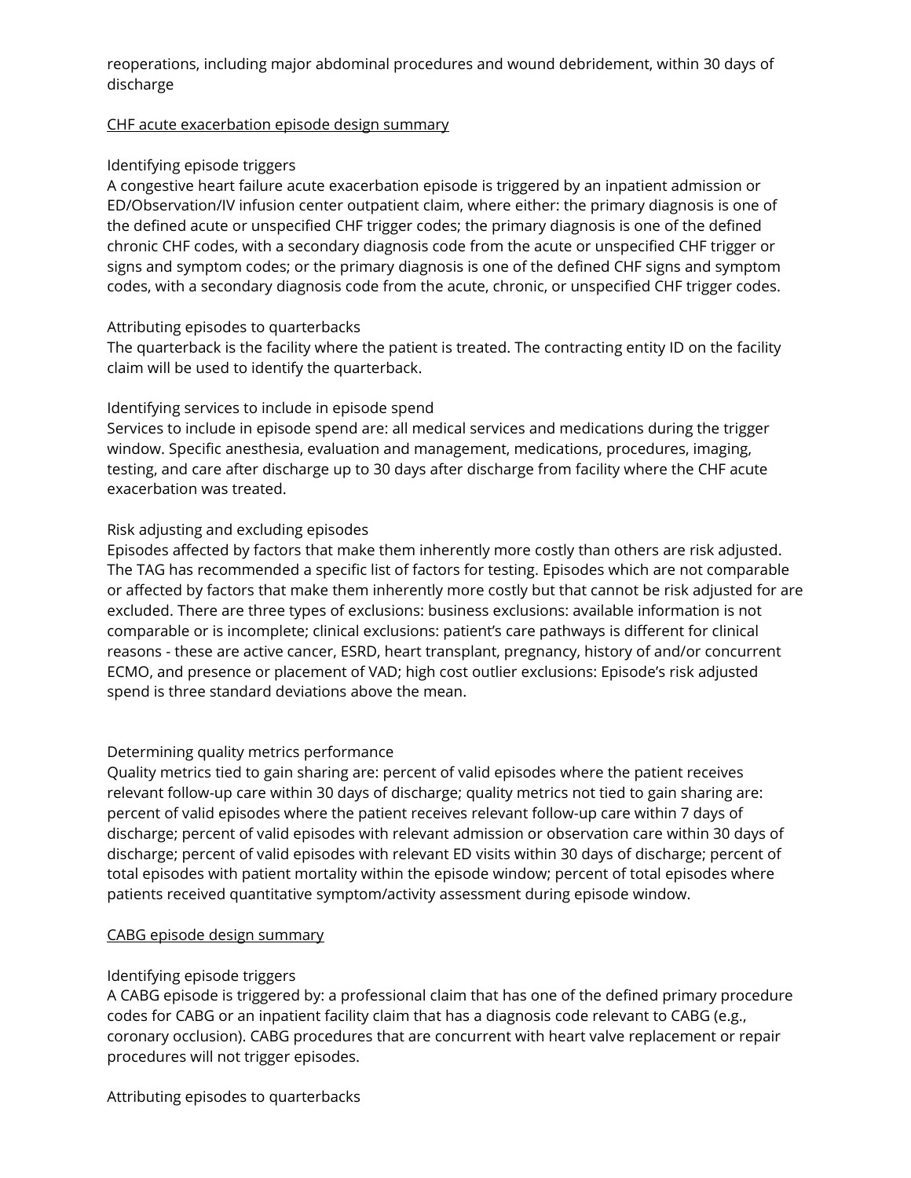reoperations, including major abdominal procedures and wound debridement, within 30 days of discharge

<u>CHF acute exacerbation episode design summary</u>

Identifying episode triggers
A congestive heart failure acute exacerbation episode is triggered by an inpatient admission or ED/Observation/IV infusion center outpatient claim, where either: the primary diagnosis is one of the defined acute or unspecified CHF trigger codes; the primary diagnosis is one of the defined chronic CHF codes, with a secondary diagnosis code from the acute or unspecified CHF trigger or signs and symptom codes; or the primary diagnosis is one of the defined CHF signs and symptom codes, with a secondary diagnosis code from the acute, chronic, or unspecified CHF trigger codes.

Attributing episodes to quarterbacks
The quarterback is the facility where the patient is treated. The contracting entity ID on the facility claim will be used to identify the quarterback.

Identifying services to include in episode spend
Services to include in episode spend are: all medical services and medications during the trigger window. Specific anesthesia, evaluation and management, medications, procedures, imaging, testing, and care after discharge up to 30 days after discharge from facility where the CHF acute exacerbation was treated.

Risk adjusting and excluding episodes
Episodes affected by factors that make them inherently more costly than others are risk adjusted. The TAG has recommended a specific list of factors for testing. Episodes which are not comparable or affected by factors that make them inherently more costly but that cannot be risk adjusted for are excluded. There are three types of exclusions: business exclusions: available information is not comparable or is incomplete; clinical exclusions: patient's care pathways is different for clinical reasons - these are active cancer, ESRD, heart transplant, pregnancy, history of and/or concurrent ECMO, and presence or placement of VAD; high cost outlier exclusions: Episode's risk adjusted spend is three standard deviations above the mean.

Determining quality metrics performance
Quality metrics tied to gain sharing are: percent of valid episodes where the patient receives relevant follow-up care within 30 days of discharge; quality metrics not tied to gain sharing are: percent of valid episodes where the patient receives relevant follow-up care within 7 days of discharge; percent of valid episodes with relevant admission or observation care within 30 days of discharge; percent of valid episodes with relevant ED visits within 30 days of discharge; percent of total episodes with patient mortality within the episode window; percent of total episodes where patients received quantitative symptom/activity assessment during episode window.

<u>CABG episode design summary</u>

Identifying episode triggers
A CABG episode is triggered by: a professional claim that has one of the defined primary procedure codes for CABG or an inpatient facility claim that has a diagnosis code relevant to CABG (e.g., coronary occlusion). CABG procedures that are concurrent with heart valve replacement or repair procedures will not trigger episodes.

Attributing episodes to quarterbacks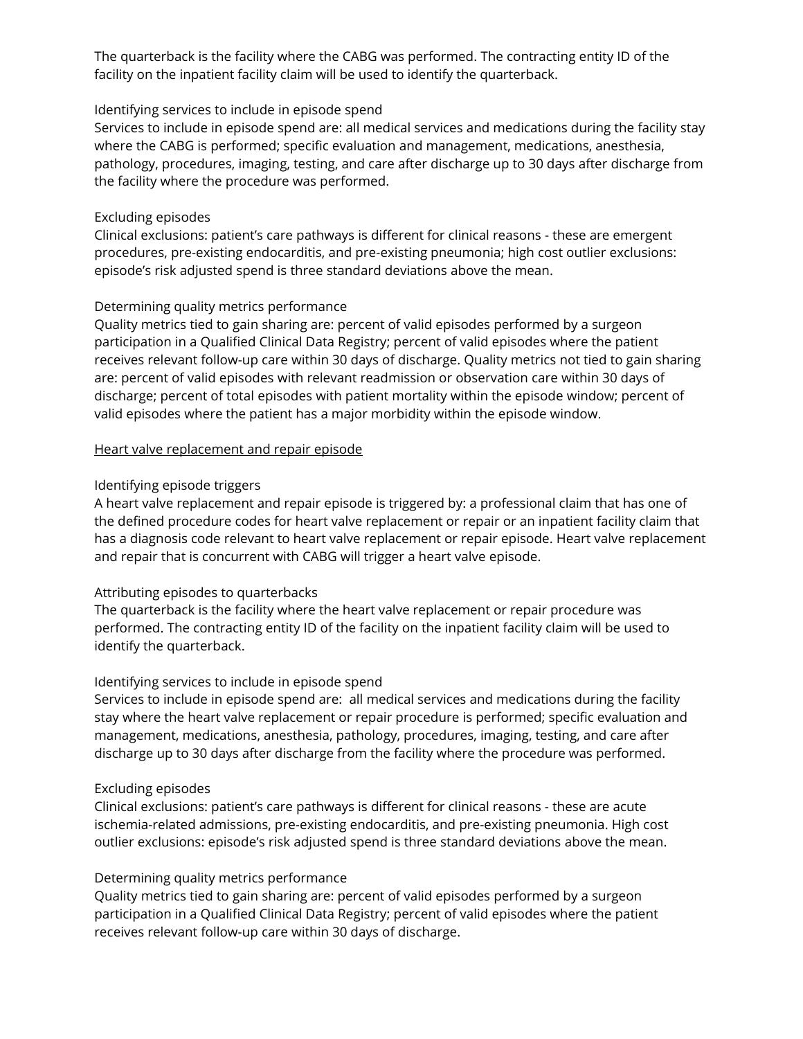The quarterback is the facility where the CABG was performed. The contracting entity ID of the facility on the inpatient facility claim will be used to identify the quarterback.

Identifying services to include in episode spend
Services to include in episode spend are: all medical services and medications during the facility stay where the CABG is performed; specific evaluation and management, medications, anesthesia, pathology, procedures, imaging, testing, and care after discharge up to 30 days after discharge from the facility where the procedure was performed.

Excluding episodes
Clinical exclusions: patient's care pathways is different for clinical reasons - these are emergent procedures, pre-existing endocarditis, and pre-existing pneumonia; high cost outlier exclusions: episode's risk adjusted spend is three standard deviations above the mean.

Determining quality metrics performance
Quality metrics tied to gain sharing are: percent of valid episodes performed by a surgeon participation in a Qualified Clinical Data Registry; percent of valid episodes where the patient receives relevant follow-up care within 30 days of discharge. Quality metrics not tied to gain sharing are: percent of valid episodes with relevant readmission or observation care within 30 days of discharge; percent of total episodes with patient mortality within the episode window; percent of valid episodes where the patient has a major morbidity within the episode window.

<u>Heart valve replacement and repair episode</u>

Identifying episode triggers
A heart valve replacement and repair episode is triggered by: a professional claim that has one of the defined procedure codes for heart valve replacement or repair or an inpatient facility claim that has a diagnosis code relevant to heart valve replacement or repair episode. Heart valve replacement and repair that is concurrent with CABG will trigger a heart valve episode.

Attributing episodes to quarterbacks
The quarterback is the facility where the heart valve replacement or repair procedure was performed. The contracting entity ID of the facility on the inpatient facility claim will be used to identify the quarterback.

Identifying services to include in episode spend
Services to include in episode spend are: all medical services and medications during the facility stay where the heart valve replacement or repair procedure is performed; specific evaluation and management, medications, anesthesia, pathology, procedures, imaging, testing, and care after discharge up to 30 days after discharge from the facility where the procedure was performed.

Excluding episodes
Clinical exclusions: patient's care pathways is different for clinical reasons - these are acute ischemia-related admissions, pre-existing endocarditis, and pre-existing pneumonia. High cost outlier exclusions: episode's risk adjusted spend is three standard deviations above the mean.

Determining quality metrics performance
Quality metrics tied to gain sharing are: percent of valid episodes performed by a surgeon participation in a Qualified Clinical Data Registry; percent of valid episodes where the patient receives relevant follow-up care within 30 days of discharge.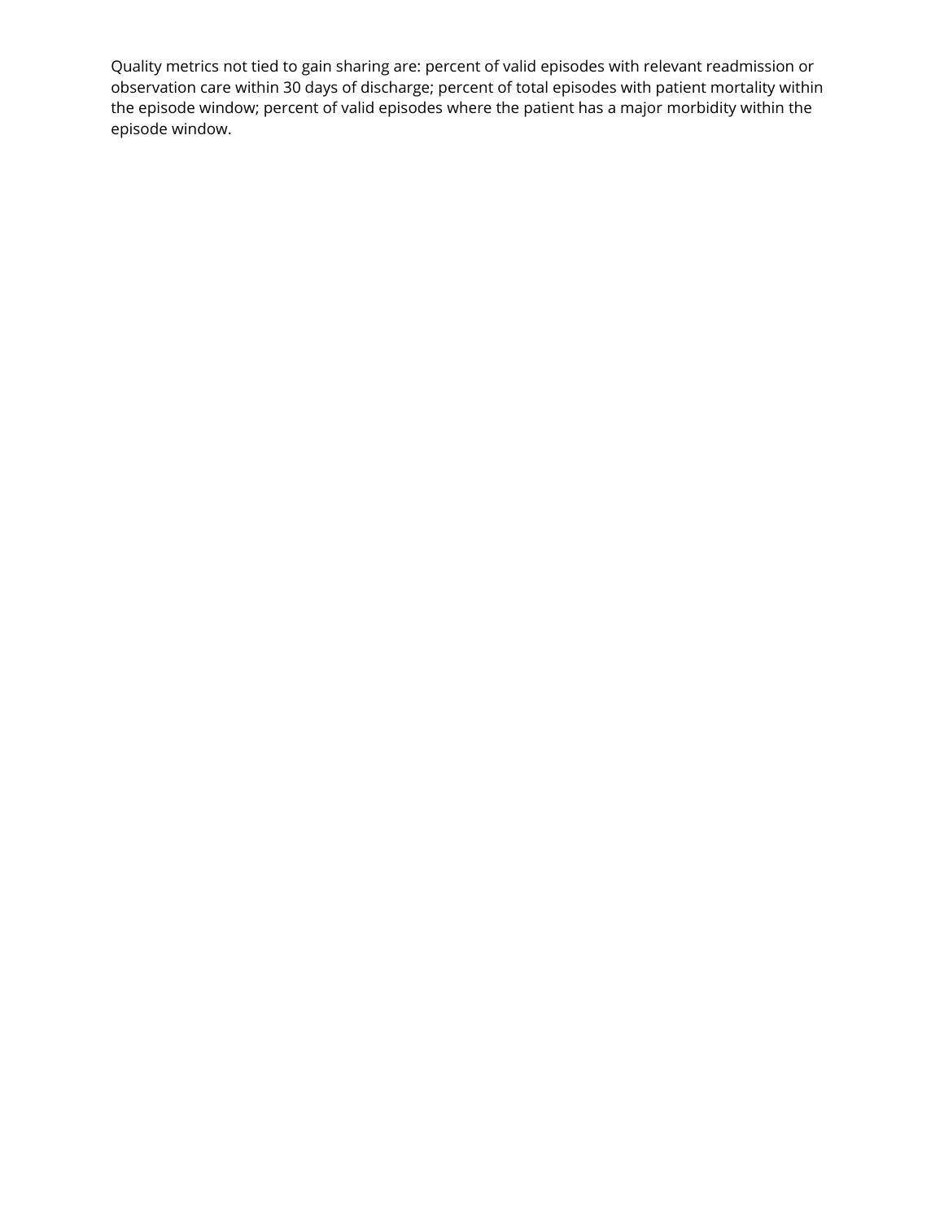Quality metrics not tied to gain sharing are: percent of valid episodes with relevant readmission or observation care within 30 days of discharge; percent of total episodes with patient mortality within the episode window; percent of valid episodes where the patient has a major morbidity within the episode window.